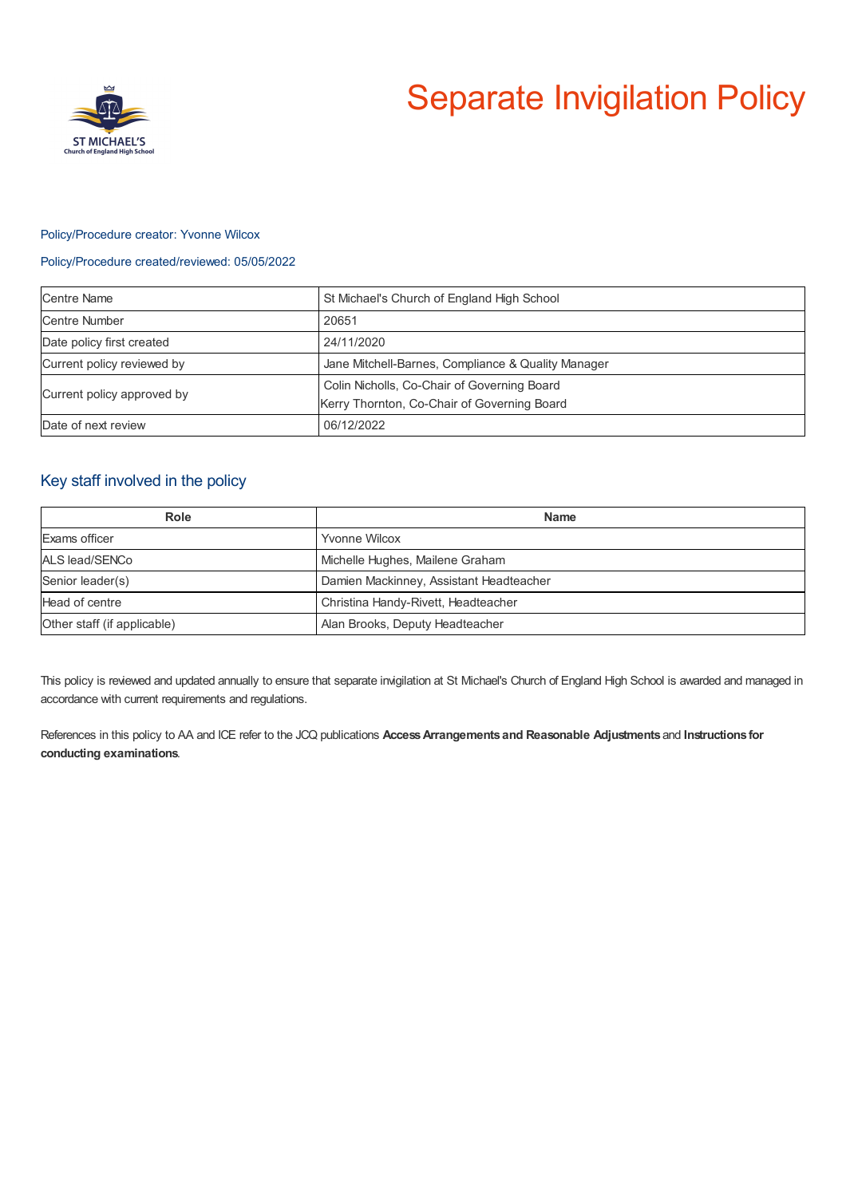# Separate Invigilation Policy

Policy/Procedure creator: Yvonne Wilcox

Policy/Procedure created/reviewed: 05/05/2022

| Centre Name | St Michael's Church of England High School |
|---|---|
| Centre Number | 20651 |
| Date policy first created | 24/11/2020 |
| Current policy reviewed by | Jane Mitchell-Barnes, Compliance & Quality Manager |
| Current policy approved by | Colin Nicholls, Co-Chair of Governing Board<br>Kerry Thornton, Co-Chair of Governing Board |
| Date of next review | 06/12/2022 |

## Key staff involved in the policy

| Role | Name |
|---|---|
| Exams officer | Yvonne Wilcox |
| ALS lead/SENCo | Michelle Hughes, Mailene Graham |
| Senior leader(s) | Damien Mackinney, Assistant Headteacher |
| Head of centre | Christina Handy-Rivett, Headteacher |
| Other staff (if applicable) | Alan Brooks, Deputy Headteacher |

This policy is reviewed and updated annually to ensure that separate invigilation at St Michael's Church of England High School is awarded and managed in accordance with current requirements and regulations.

References in this policy to AA and ICE refer to the JCQ publications **Access Arrangements and Reasonable Adjustments** and **Instructions for conducting examinations**.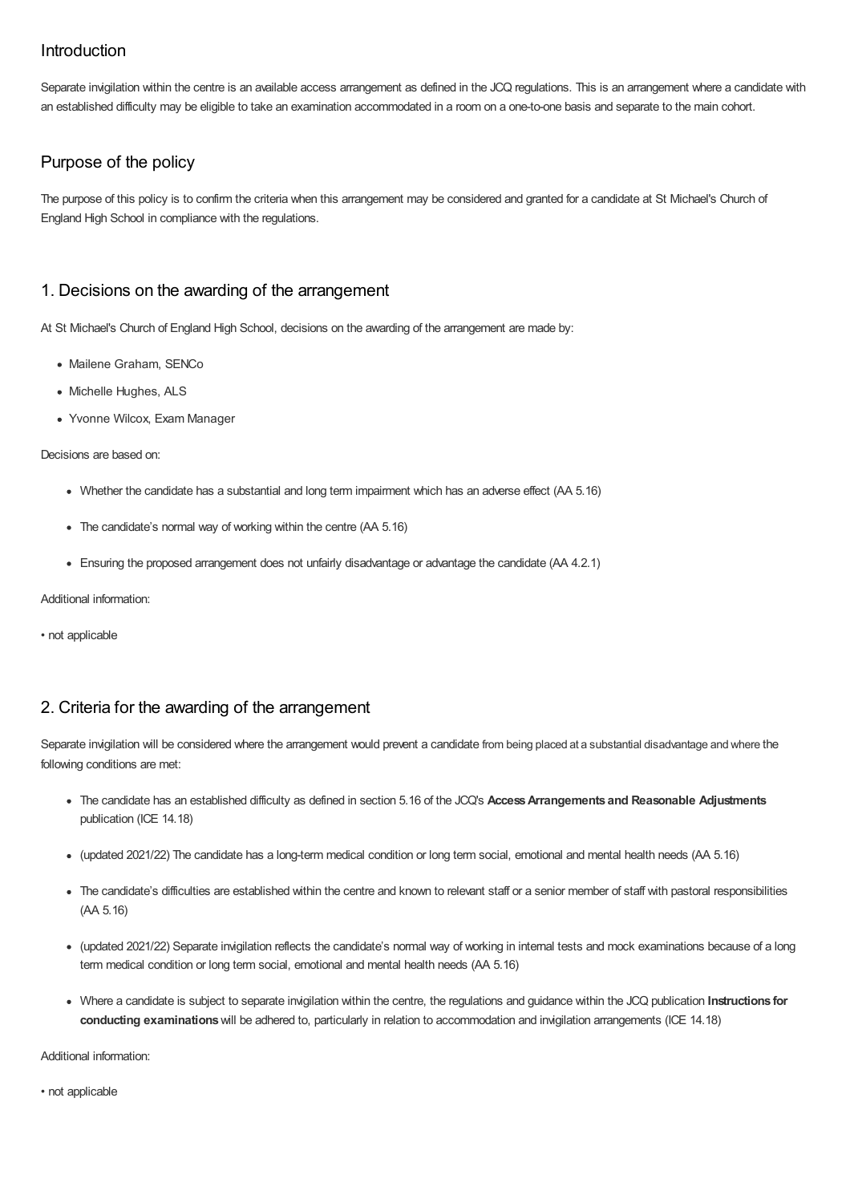## Introduction

Separate invigilation within the centre is an available access arrangement as defined in the JCQ regulations. This is an arrangement where a candidate with an established difficulty may be eligible to take an examination accommodated in a room on a one-to-one basis and separate to the main cohort.

## Purpose of the policy

The purpose of this policy is to confirm the criteria when this arrangement may be considered and granted for a candidate at St Michael's Church of England High School in compliance with the regulations.

## 1. Decisions on the awarding of the arrangement

At St Michael's Church of England High School, decisions on the awarding of the arrangement are made by:

- Mailene Graham, SENCo
- Michelle Hughes, ALS
- Yvonne Wilcox, Exam Manager

Decisions are based on:

- Whether the candidate has a substantial and long term impairment which has an adverse effect (AA 5.16)
- The candidate's normal way of working within the centre (AA 5.16)
- Ensuring the proposed arrangement does not unfairly disadvantage or advantage the candidate (AA 4.2.1)

Additional information:

• not applicable

## 2. Criteria for the awarding of the arrangement

Separate invigilation will be considered where the arrangement would prevent a candidate from being placed at a substantial disadvantage and where the following conditions are met:

- The candidate has an established difficulty as defined in section 5.16 of the JCQ's **Access Arrangements and Reasonable Adjustments** publication (ICE 14.18)
- (updated 2021/22) The candidate has a long-term medical condition or long term social, emotional and mental health needs (AA 5.16)
- The candidate's difficulties are established within the centre and known to relevant staff or a senior member of staff with pastoral responsibilities (AA 5.16)
- (updated 2021/22) Separate invigilation reflects the candidate's normal way of working in internal tests and mock examinations because of a long term medical condition or long term social, emotional and mental health needs (AA 5.16)
- Where a candidate is subject to separate invigilation within the centre, the regulations and guidance within the JCQ publication **Instructions for conducting examinations** will be adhered to, particularly in relation to accommodation and invigilation arrangements (ICE 14.18)

Additional information:

• not applicable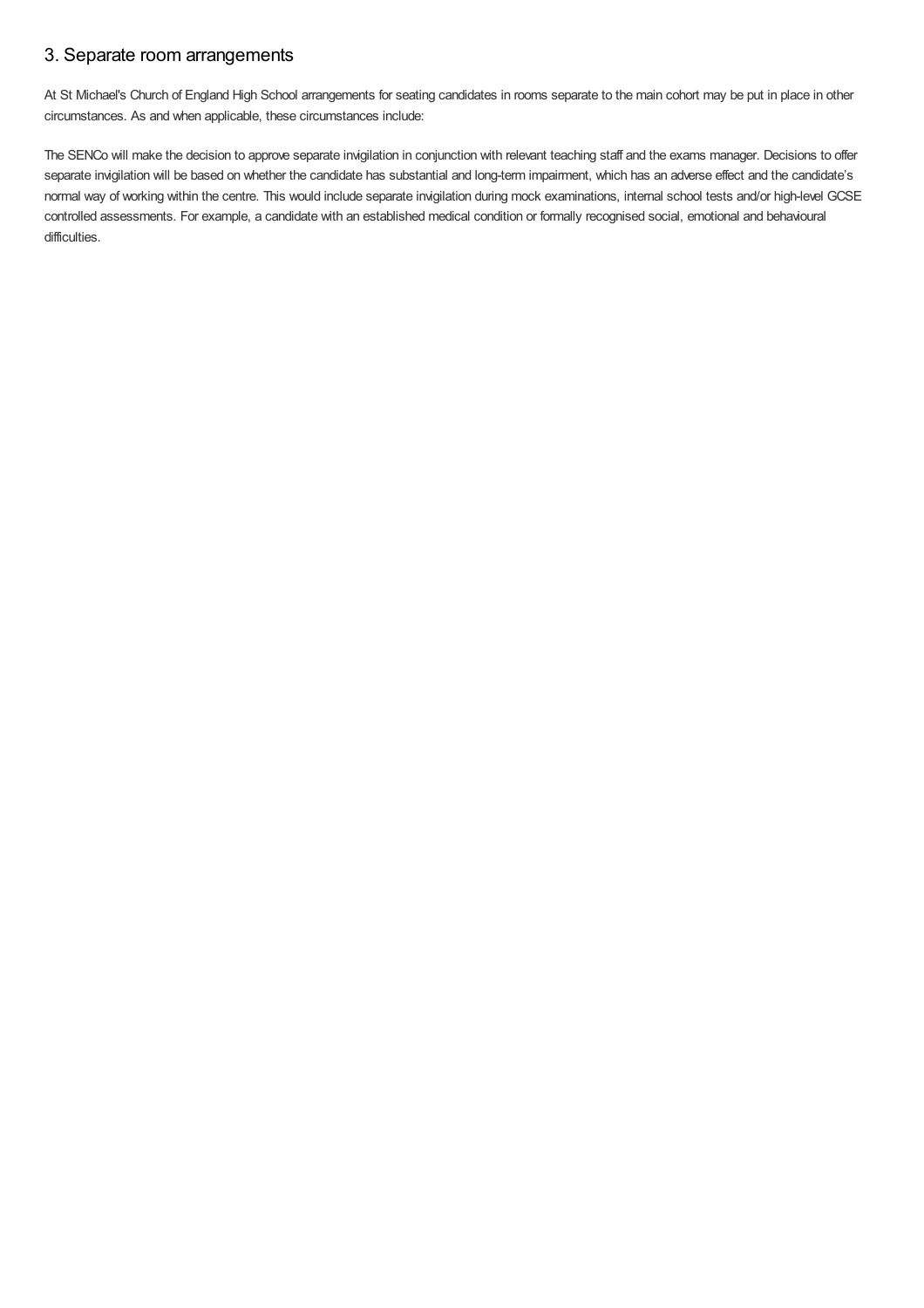## 3. Separate room arrangements

At St Michael's Church of England High School arrangements for seating candidates in rooms separate to the main cohort may be put in place in other circumstances. As and when applicable, these circumstances include:

The SENCo will make the decision to approve separate invigilation in conjunction with relevant teaching staff and the exams manager. Decisions to offer separate invigilation will be based on whether the candidate has substantial and long-term impairment, which has an adverse effect and the candidate's normal way of working within the centre. This would include separate invigilation during mock examinations, internal school tests and/or high-level GCSE controlled assessments. For example, a candidate with an established medical condition or formally recognised social, emotional and behavioural difficulties.